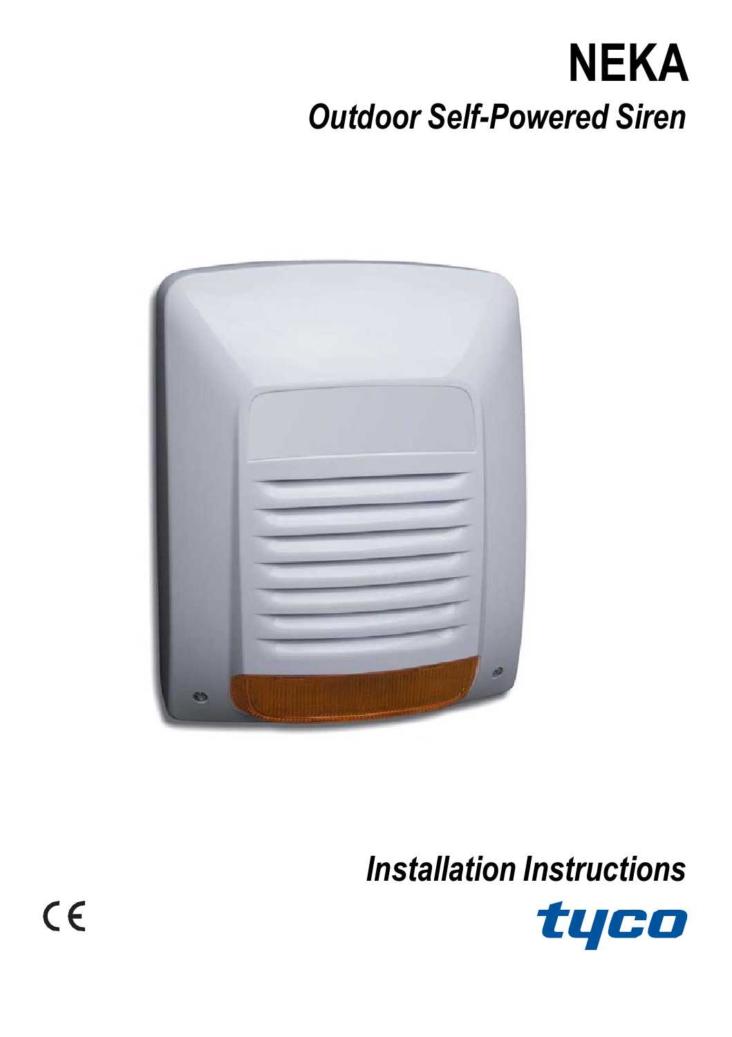# NEKA

## *Outdoor Self-Powered Siren*

*Installation Instructions*

CE

tyco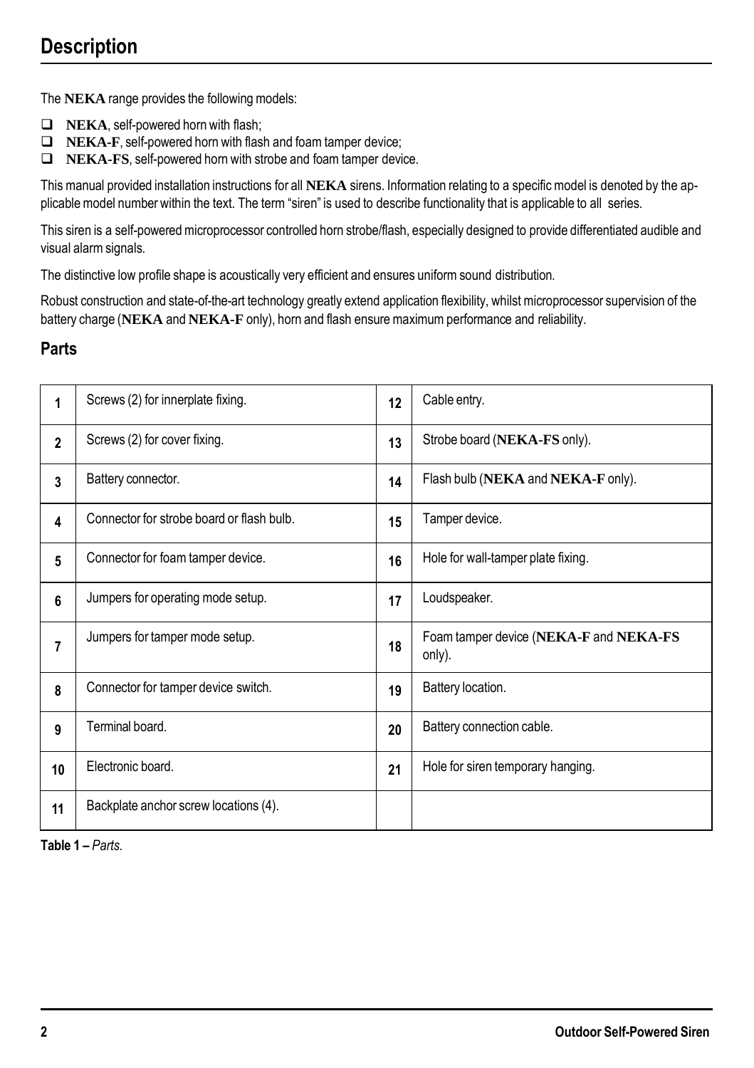# Description

The **NEKA** range provides the following models:

- **NEKA**, self-powered horn with flash;
- **NEKA-F**, self-powered horn with flash and foam tamper device;
- **NEKA-FS**, self-powered horn with strobe and foam tamper device.

This manual provided installation instructions for all **NEKA** sirens. Information relating to a specific model is denoted by the applicable model number within the text. The term "siren" is used to describe functionality that is applicable to all series.

This siren is a self-powered microprocessor controlled horn strobe/flash, especially designed to provide differentiated audible and visual alarm signals.

The distinctive low profile shape is acoustically very efficient and ensures uniform sound distribution.

Robust construction and state-of-the-art technology greatly extend application flexibility, whilst microprocessor supervision of the battery charge (**NEKA** and **NEKA-F** only), horn and flash ensure maximum performance and reliability.

## Parts

| | | | |
|---|---|---|---|
| **1** | Screws (2) for innerplate fixing. | **12** | Cable entry. |
| **2** | Screws (2) for cover fixing. | **13** | Strobe board (**NEKA-FS** only). |
| **3** | Battery connector. | **14** | Flash bulb (**NEKA** and **NEKA-F** only). |
| **4** | Connector for strobe board or flash bulb. | **15** | Tamper device. |
| **5** | Connector for foam tamper device. | **16** | Hole for wall-tamper plate fixing. |
| **6** | Jumpers for operating mode setup. | **17** | Loudspeaker. |
| **7** | Jumpers for tamper mode setup. | **18** | Foam tamper device (**NEKA-F** and **NEKA-FS** only). |
| **8** | Connector for tamper device switch. | **19** | Battery location. |
| **9** | Terminal board. | **20** | Battery connection cable. |
| **10** | Electronic board. | **21** | Hole for siren temporary hanging. |
| **11** | Backplate anchor screw locations (4). | | |

**Table 1 –** *Parts.*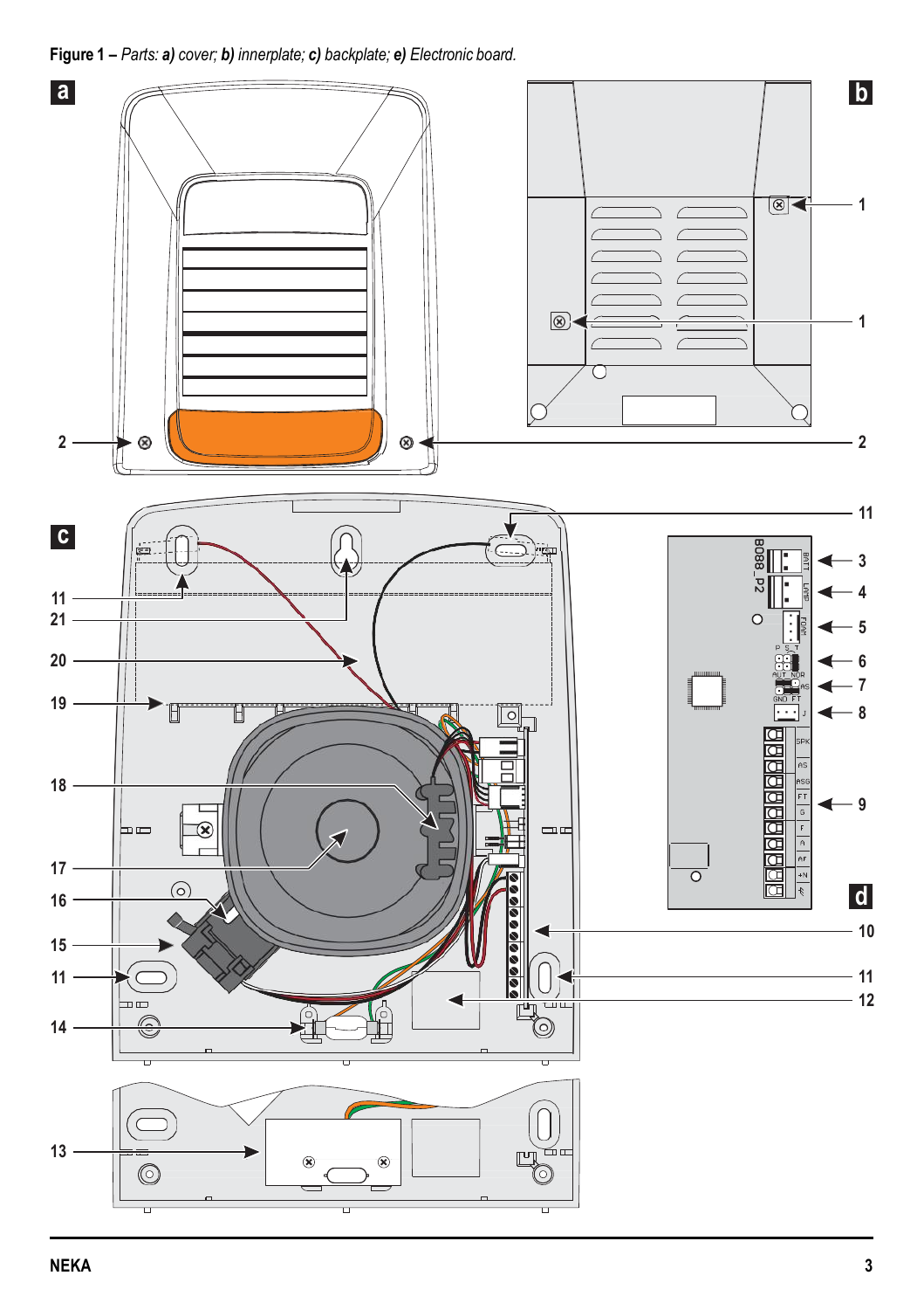**Figure 1 –** *Parts:* ***a)*** *cover;* ***b)*** *innerplate;* ***c)*** *backplate;* ***e)*** *Electronic board.*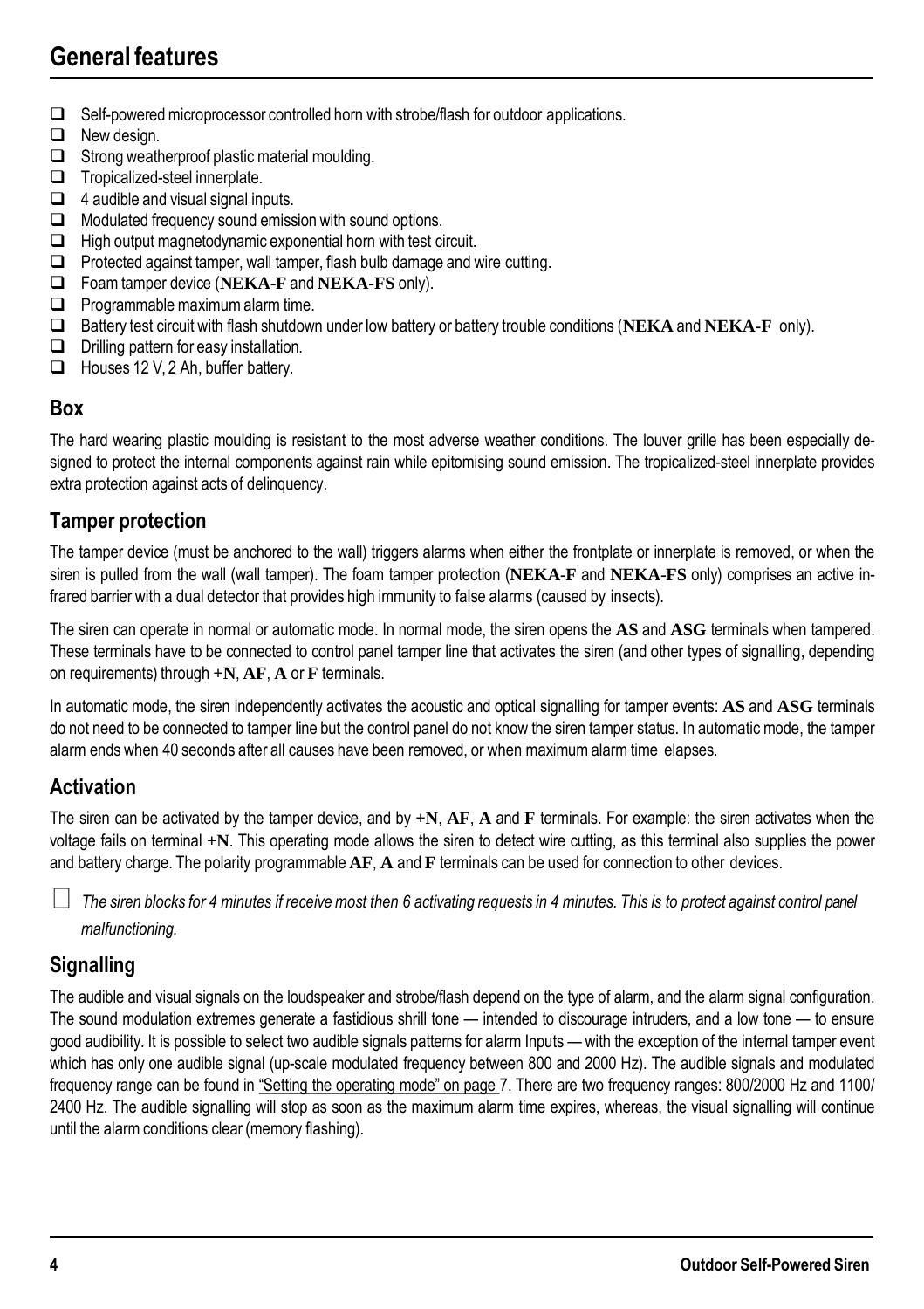# General features

- Self-powered microprocessor controlled horn with strobe/flash for outdoor applications.
- New design.
- Strong weatherproof plastic material moulding.
- Tropicalized-steel innerplate.
- 4 audible and visual signal inputs.
- Modulated frequency sound emission with sound options.
- High output magnetodynamic exponential horn with test circuit.
- Protected against tamper, wall tamper, flash bulb damage and wire cutting.
- Foam tamper device (**NEKA-F** and **NEKA-FS** only).
- Programmable maximum alarm time.
- Battery test circuit with flash shutdown under low battery or battery trouble conditions (**NEKA** and **NEKA-F** only).
- Drilling pattern for easy installation.
- Houses 12 V, 2 Ah, buffer battery.

## Box

The hard wearing plastic moulding is resistant to the most adverse weather conditions. The louver grille has been especially designed to protect the internal components against rain while epitomising sound emission. The tropicalized-steel innerplate provides extra protection against acts of delinquency.

## Tamper protection

The tamper device (must be anchored to the wall) triggers alarms when either the frontplate or innerplate is removed, or when the siren is pulled from the wall (wall tamper). The foam tamper protection (**NEKA-F** and **NEKA-FS** only) comprises an active infrared barrier with a dual detector that provides high immunity to false alarms (caused by insects).

The siren can operate in normal or automatic mode. In normal mode, the siren opens the **AS** and **ASG** terminals when tampered. These terminals have to be connected to control panel tamper line that activates the siren (and other types of signalling, depending on requirements) through **+N**, **AF**, **A** or **F** terminals.

In automatic mode, the siren independently activates the acoustic and optical signalling for tamper events: **AS** and **ASG** terminals do not need to be connected to tamper line but the control panel do not know the siren tamper status. In automatic mode, the tamper alarm ends when 40 seconds after all causes have been removed, or when maximum alarm time elapses.

## Activation

The siren can be activated by the tamper device, and by **+N**, **AF**, **A** and **F** terminals. For example: the siren activates when the voltage fails on terminal **+N**. This operating mode allows the siren to detect wire cutting, as this terminal also supplies the power and battery charge. The polarity programmable **AF**, **A** and **F** terminals can be used for connection to other devices.

*The siren blocks for 4 minutes if receive most then 6 activating requests in 4 minutes. This is to protect against control panel malfunctioning.*

## Signalling

The audible and visual signals on the loudspeaker and strobe/flash depend on the type of alarm, and the alarm signal configuration. The sound modulation extremes generate a fastidious shrill tone — intended to discourage intruders, and a low tone — to ensure good audibility. It is possible to select two audible signals patterns for alarm Inputs — with the exception of the internal tamper event which has only one audible signal (up-scale modulated frequency between 800 and 2000 Hz). The audible signals and modulated frequency range can be found in "Setting the operating mode" on page 7. There are two frequency ranges: 800/2000 Hz and 1100/2400 Hz. The audible signalling will stop as soon as the maximum alarm time expires, whereas, the visual signalling will continue until the alarm conditions clear (memory flashing).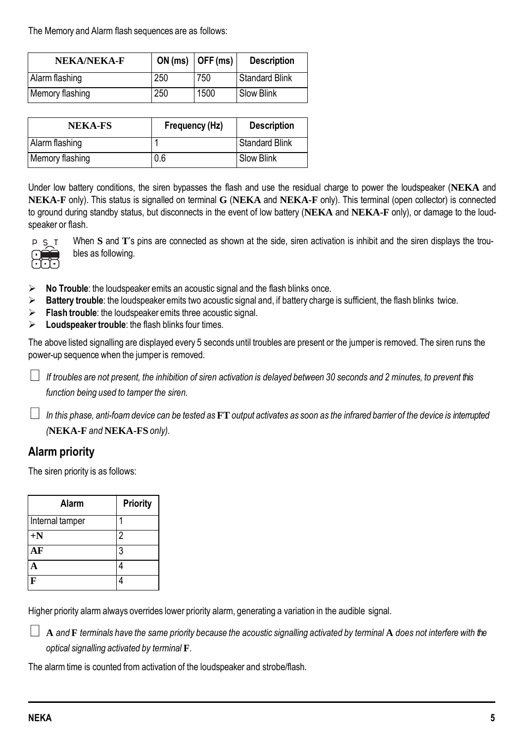The Memory and Alarm flash sequences are as follows:

| **NEKA/NEKA-F** | ON (ms) | OFF (ms) | Description |
|---|---|---|---|
| Alarm flashing | 250 | 750 | Standard Blink |
| Memory flashing | 250 | 1500 | Slow Blink |

| **NEKA-FS** | Frequency (Hz) | Description |
|---|---|---|
| Alarm flashing | 1 | Standard Blink |
| Memory flashing | 0.6 | Slow Blink |

Under low battery conditions, the siren bypasses the flash and use the residual charge to power the loudspeaker (**NEKA** and **NEKA-F** only). This status is signalled on terminal **G** (**NEKA** and **NEKA-F** only). This terminal (open collector) is connected to ground during standby status, but disconnects in the event of low battery (**NEKA** and **NEKA-F** only), or damage to the loudspeaker or flash.

When **S** and **T**'s pins are connected as shown at the side, siren activation is inhibit and the siren displays the troubles as following.

- **No Trouble**: the loudspeaker emits an acoustic signal and the flash blinks once.
- **Battery trouble**: the loudspeaker emits two acoustic signal and, if battery charge is sufficient, the flash blinks twice.
- **Flash trouble**: the loudspeaker emits three acoustic signal.
- **Loudspeaker trouble**: the flash blinks four times.

The above listed signalling are displayed every 5 seconds until troubles are present or the jumper is removed. The siren runs the power-up sequence when the jumper is removed.

*If troubles are not present, the inhibition of siren activation is delayed between 30 seconds and 2 minutes, to prevent this function being used to tamper the siren.*

*In this phase, anti-foam device can be tested as* **FT** *output activates as soon as the infrared barrier of the device is interrupted (***NEKA-F** *and* **NEKA-FS** *only).*

## Alarm priority

The siren priority is as follows:

| Alarm | Priority |
|---|---|
| Internal tamper | 1 |
| **+N** | 2 |
| **AF** | 3 |
| **A** | 4 |
| **F** | 4 |

Higher priority alarm always overrides lower priority alarm, generating a variation in the audible signal.

**A** *and* **F** *terminals have the same priority because the acoustic signalling activated by terminal* **A** *does not interfere with the optical signalling activated by terminal* **F**.

The alarm time is counted from activation of the loudspeaker and strobe/flash.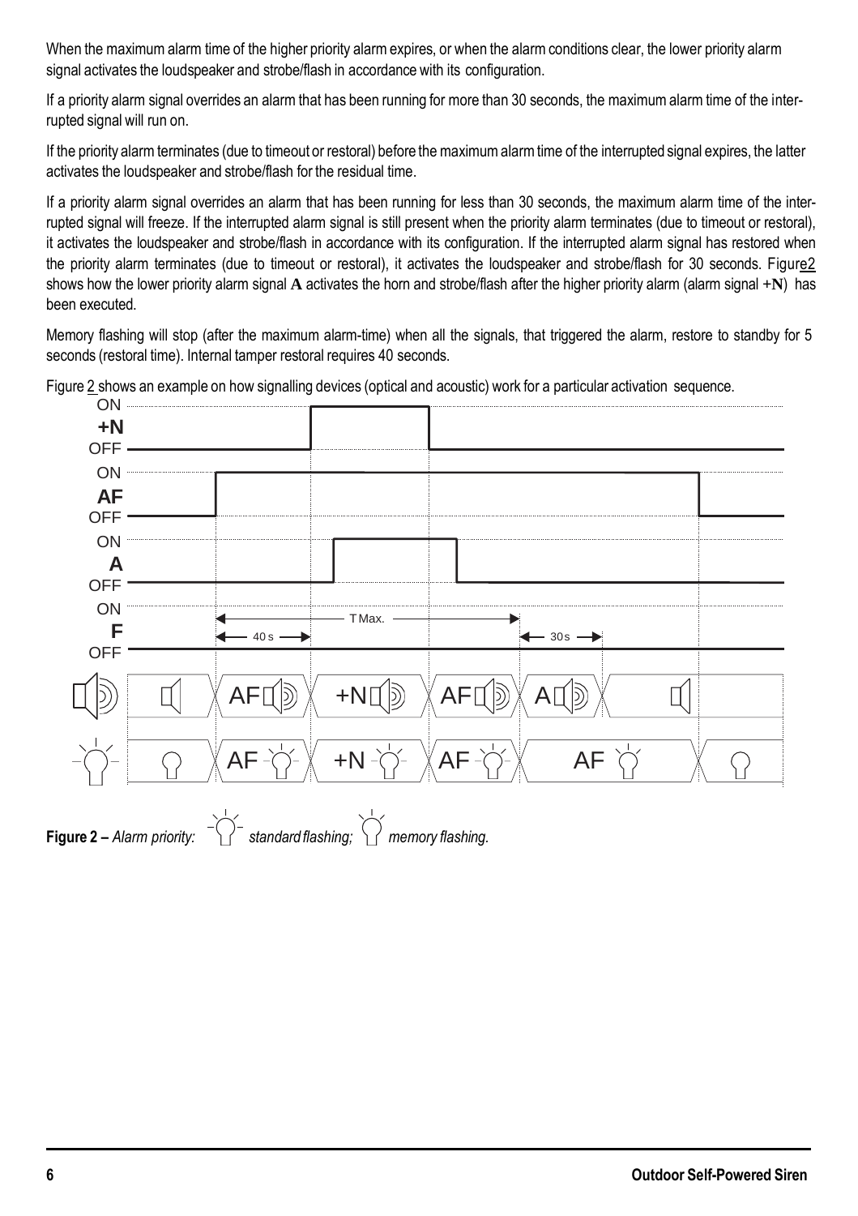When the maximum alarm time of the higher priority alarm expires, or when the alarm conditions clear, the lower priority alarm signal activates the loudspeaker and strobe/flash in accordance with its configuration.

If a priority alarm signal overrides an alarm that has been running for more than 30 seconds, the maximum alarm time of the interrupted signal will run on.

If the priority alarm terminates (due to timeout or restoral) before the maximum alarm time of the interrupted signal expires, the latter activates the loudspeaker and strobe/flash for the residual time.

If a priority alarm signal overrides an alarm that has been running for less than 30 seconds, the maximum alarm time of the interrupted signal will freeze. If the interrupted alarm signal is still present when the priority alarm terminates (due to timeout or restoral), it activates the loudspeaker and strobe/flash in accordance with its configuration. If the interrupted alarm signal has restored when the priority alarm terminates (due to timeout or restoral), it activates the loudspeaker and strobe/flash for 30 seconds. Figure 2 shows how the lower priority alarm signal **A** activates the horn and strobe/flash after the higher priority alarm (alarm signal +**N**) has been executed.

Memory flashing will stop (after the maximum alarm-time) when all the signals, that triggered the alarm, restore to standby for 5 seconds (restoral time). Internal tamper restoral requires 40 seconds.

Figure 2 shows an example on how signalling devices (optical and acoustic) work for a particular activation sequence.

**Figure 2 –** *Alarm priority: standard flashing; memory flashing.*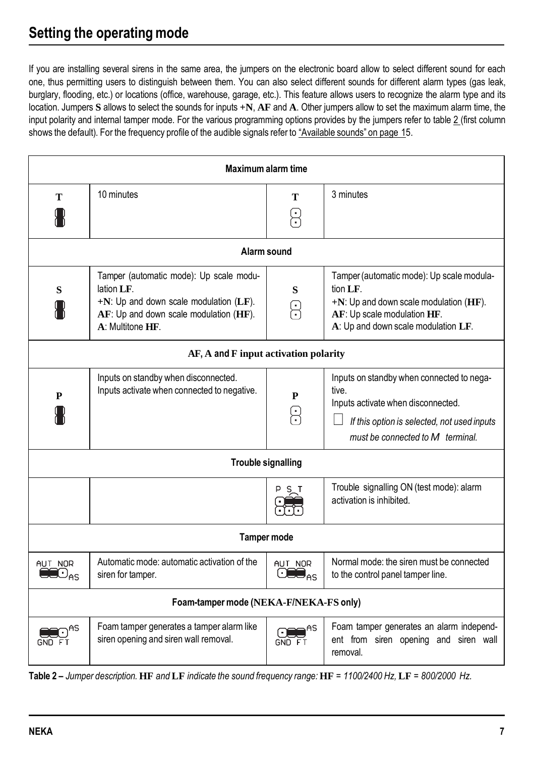## Setting the operating mode

If you are installing several sirens in the same area, the jumpers on the electronic board allow to select different sound for each one, thus permitting users to distinguish between them. You can also select different sounds for different alarm types (gas leak, burglary, flooding, etc.) or locations (office, warehouse, garage, etc.). This feature allows users to recognize the alarm type and its location. Jumpers **S** allows to select the sounds for inputs **+N**, **AF** and **A**. Other jumpers allow to set the maximum alarm time, the input polarity and internal tamper mode. For the various programming options provides by the jumpers refer to table 2 (first column shows the default). For the frequency profile of the audible signals refer to "Available sounds" on page 15.

| | | | |
|---|---|---|---|
| **Maximum alarm time** | | | |
| **T** (closed) | 10 minutes | **T** (open) | 3 minutes |
| **Alarm sound** | | | |
| **S** (closed) | Tamper (automatic mode): Up scale modulation **LF**.<br>**+N**: Up and down scale modulation (**LF**).<br>**AF**: Up and down scale modulation (**HF**).<br>**A**: Multitone **HF**. | **S** (open) | Tamper (automatic mode): Up scale modulation **LF**.<br>**+N**: Up and down scale modulation (**HF**).<br>**AF**: Up scale modulation **HF**.<br>**A**: Up and down scale modulation **LF**. |
| **AF, A and F input activation polarity** | | | |
| **P** (closed) | Inputs on standby when disconnected.<br>Inputs activate when connected to negative. | **P** (open) | Inputs on standby when connected to negative.<br>Inputs activate when disconnected.<br>*If this option is selected, not used inputs must be connected to M terminal.* |
| **Trouble signalling** | | | |
| | | P S T | Trouble signalling ON (test mode): alarm activation is inhibited. |
| **Tamper mode** | | | |
| AUT NOR AS | Automatic mode: automatic activation of the siren for tamper. | AUT NOR AS | Normal mode: the siren must be connected to the control panel tamper line. |
| **Foam-tamper mode (NEKA-F/NEKA-FS only)** | | | |
| AS GND FT | Foam tamper generates a tamper alarm like siren opening and siren wall removal. | AS GND FT | Foam tamper generates an alarm independent from siren opening and siren wall removal. |

**Table 2 –** *Jumper description.* **HF** *and* **LF** *indicate the sound frequency range:* **HF** *= 1100/2400 Hz,* **LF** *= 800/2000 Hz.*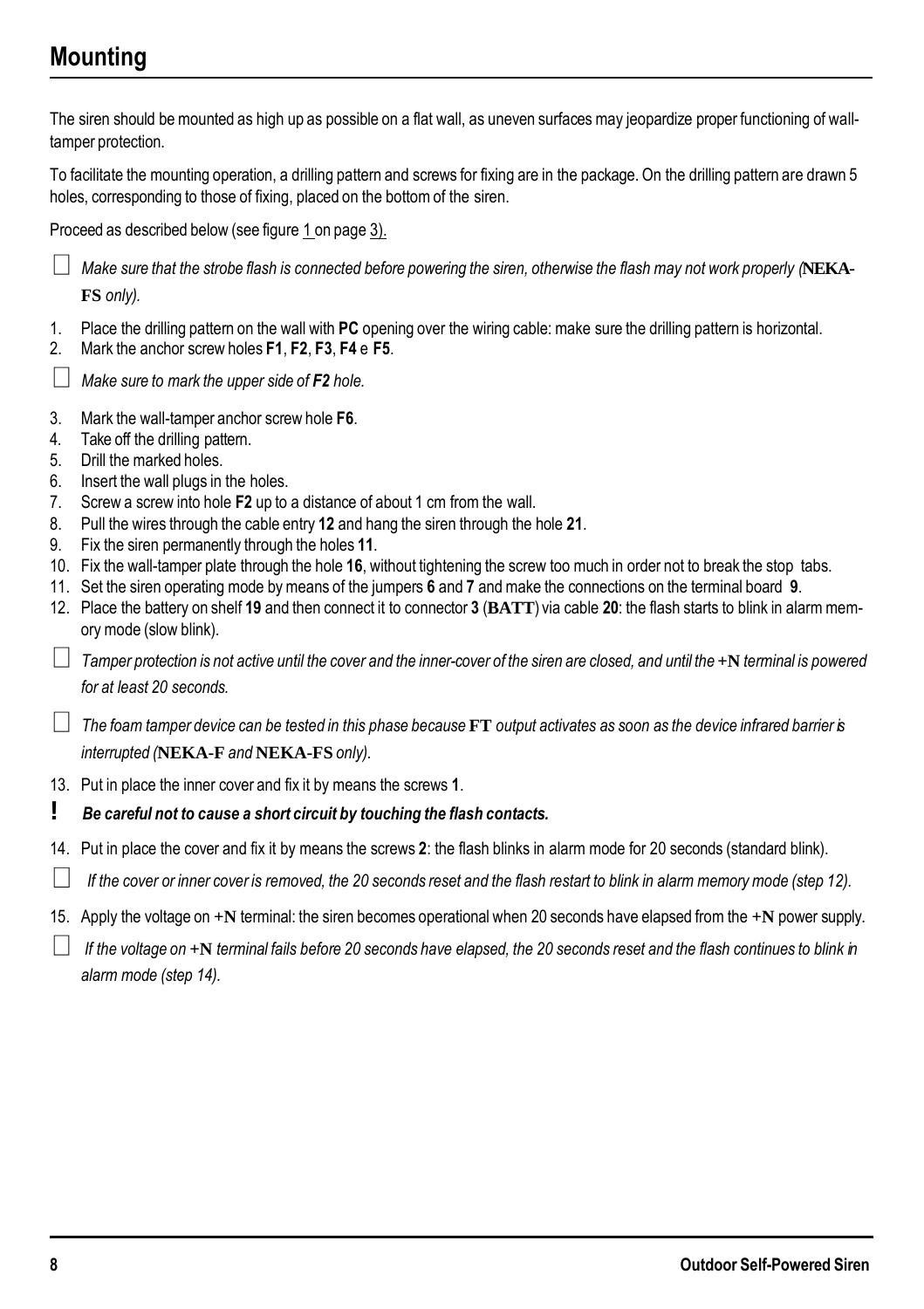## Mounting

The siren should be mounted as high up as possible on a flat wall, as uneven surfaces may jeopardize proper functioning of wall-tamper protection.

To facilitate the mounting operation, a drilling pattern and screws for fixing are in the package. On the drilling pattern are drawn 5 holes, corresponding to those of fixing, placed on the bottom of the siren.

Proceed as described below (see figure 1 on page 3).

☐ *Make sure that the strobe flash is connected before powering the siren, otherwise the flash may not work properly (**NEKA-FS** only).*

1. Place the drilling pattern on the wall with **PC** opening over the wiring cable: make sure the drilling pattern is horizontal.
2. Mark the anchor screw holes **F1**, **F2**, **F3**, **F4** e **F5**.

☐ *Make sure to mark the upper side of **F2** hole.*

3. Mark the wall-tamper anchor screw hole **F6**.
4. Take off the drilling pattern.
5. Drill the marked holes.
6. Insert the wall plugs in the holes.
7. Screw a screw into hole **F2** up to a distance of about 1 cm from the wall.
8. Pull the wires through the cable entry **12** and hang the siren through the hole **21**.
9. Fix the siren permanently through the holes **11**.
10. Fix the wall-tamper plate through the hole **16**, without tightening the screw too much in order not to break the stop tabs.
11. Set the siren operating mode by means of the jumpers **6** and **7** and make the connections on the terminal board **9**.
12. Place the battery on shelf **19** and then connect it to connector **3** (**BATT**) via cable **20**: the flash starts to blink in alarm memory mode (slow blink).

☐ *Tamper protection is not active until the cover and the inner-cover of the siren are closed, and until the +**N** terminal is powered for at least 20 seconds.*

☐ *The foam tamper device can be tested in this phase because **FT** output activates as soon as the device infrared barrier is interrupted (**NEKA-F** and **NEKA-FS** only).*

13. Put in place the inner cover and fix it by means the screws **1**.

**!** ***Be careful not to cause a short circuit by touching the flash contacts.***

14. Put in place the cover and fix it by means the screws **2**: the flash blinks in alarm mode for 20 seconds (standard blink).

☐ *If the cover or inner cover is removed, the 20 seconds reset and the flash restart to blink in alarm memory mode (step 12).*

15. Apply the voltage on +**N** terminal: the siren becomes operational when 20 seconds have elapsed from the +**N** power supply.

☐ *If the voltage on +**N** terminal fails before 20 seconds have elapsed, the 20 seconds reset and the flash continues to blink in alarm mode (step 14).*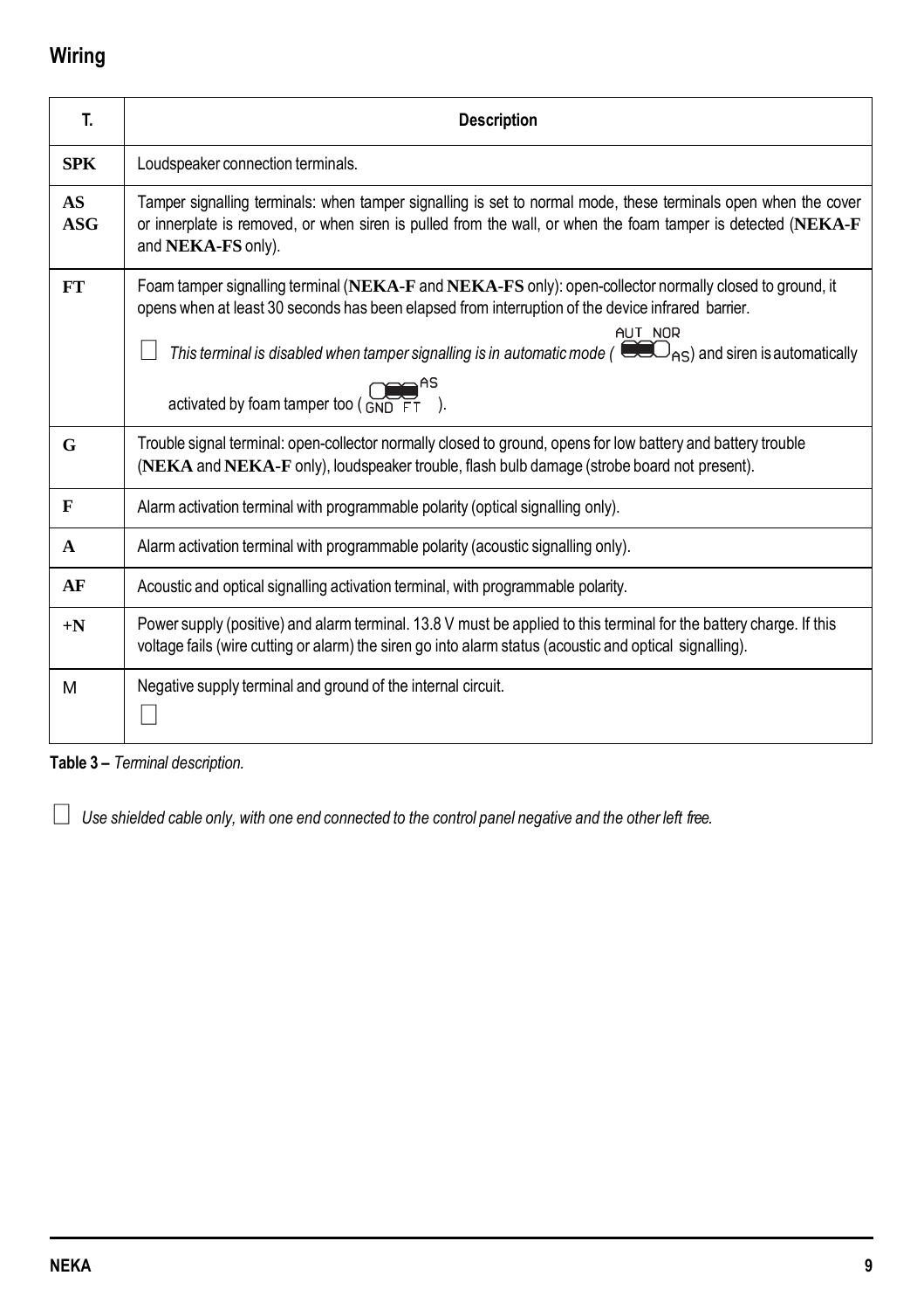## Wiring

| T. | Description |
|---|---|
| **SPK** | Loudspeaker connection terminals. |
| **AS ASG** | Tamper signalling terminals: when tamper signalling is set to normal mode, these terminals open when the cover or innerplate is removed, or when siren is pulled from the wall, or when the foam tamper is detected (**NEKA-F** and **NEKA-FS** only). |
| **FT** | Foam tamper signalling terminal (**NEKA-F** and **NEKA-FS** only): open-collector normally closed to ground, it opens when at least 30 seconds has been elapsed from interruption of the device infrared barrier. ☐ *This terminal is disabled when tamper signalling is in automatic mode (* AUT NOR AS) and siren is automatically activated by foam tamper too ( GND FT AS ). |
| **G** | Trouble signal terminal: open-collector normally closed to ground, opens for low battery and battery trouble (**NEKA** and **NEKA-F** only), loudspeaker trouble, flash bulb damage (strobe board not present). |
| **F** | Alarm activation terminal with programmable polarity (optical signalling only). |
| **A** | Alarm activation terminal with programmable polarity (acoustic signalling only). |
| **AF** | Acoustic and optical signalling activation terminal, with programmable polarity. |
| **+N** | Power supply (positive) and alarm terminal. 13.8 V must be applied to this terminal for the battery charge. If this voltage fails (wire cutting or alarm) the siren go into alarm status (acoustic and optical signalling). |
| M | Negative supply terminal and ground of the internal circuit. ☐ |

**Table 3 –** *Terminal description.*

☐ *Use shielded cable only, with one end connected to the control panel negative and the other left free.*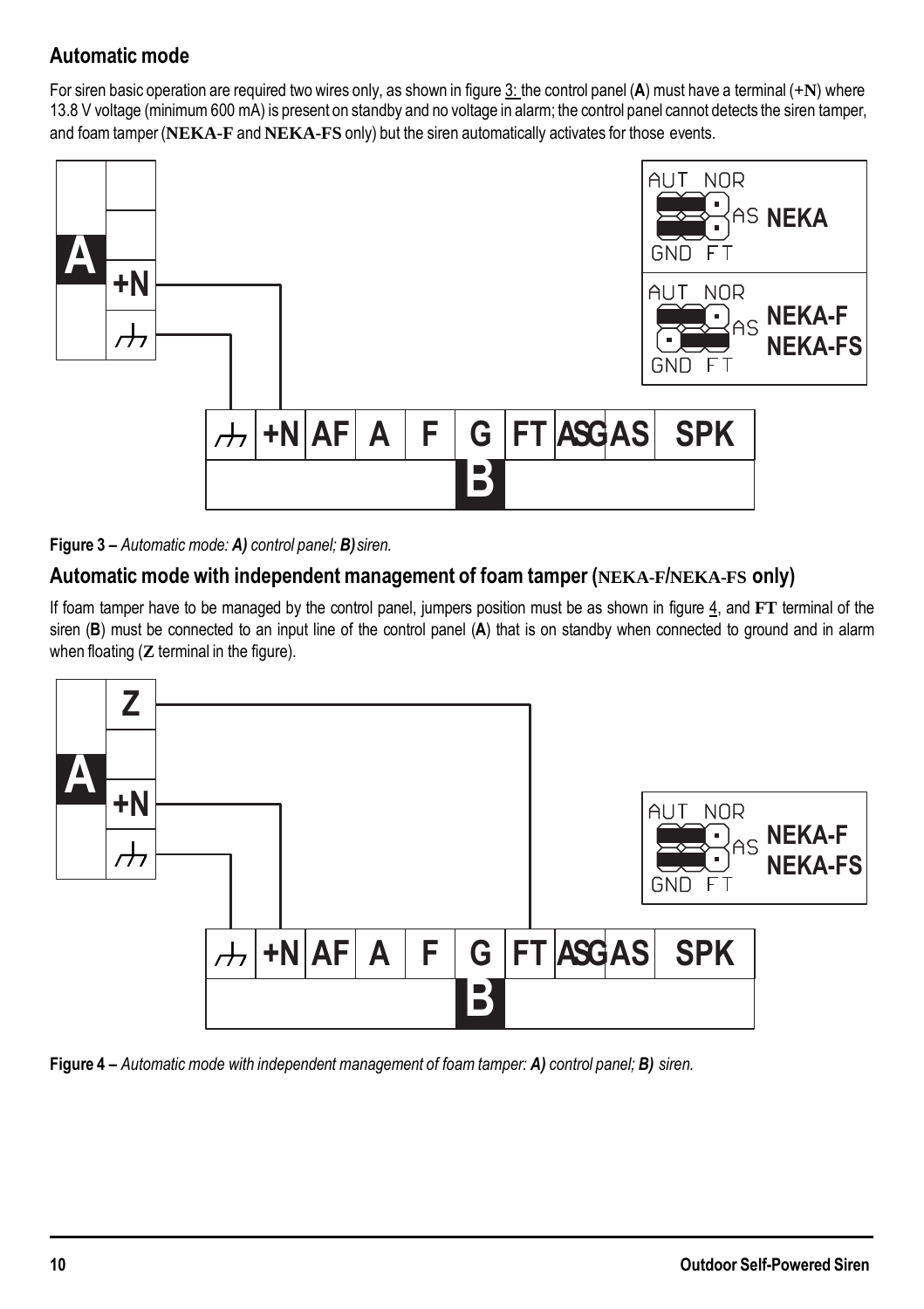## Automatic mode

For siren basic operation are required two wires only, as shown in figure 3: the control panel (**A**) must have a terminal (+**N**) where 13.8 V voltage (minimum 600 mA) is present on standby and no voltage in alarm; the control panel cannot detects the siren tamper, and foam tamper (**NEKA-F** and **NEKA-FS** only) but the siren automatically activates for those events.

**Figure 3 –** *Automatic mode: **A)** control panel; **B)** siren.*

## Automatic mode with independent management of foam tamper (NEKA-F/NEKA-FS only)

If foam tamper have to be managed by the control panel, jumpers position must be as shown in figure 4, and **FT** terminal of the siren (**B**) must be connected to an input line of the control panel (**A**) that is on standby when connected to ground and in alarm when floating (**Z** terminal in the figure).

**Figure 4 –** *Automatic mode with independent management of foam tamper: **A)** control panel; **B)** siren.*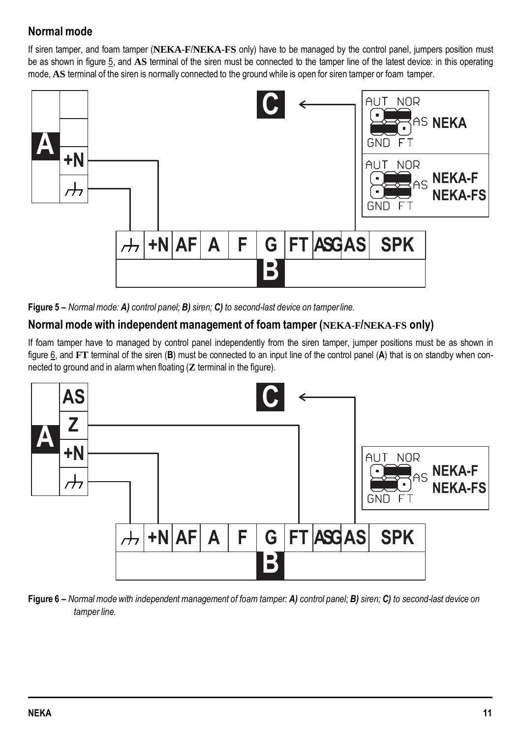## Normal mode

If siren tamper, and foam tamper (**NEKA-F**/**NEKA-FS** only) have to be managed by the control panel, jumpers position must be as shown in figure 5, and **AS** terminal of the siren must be connected to the tamper line of the latest device: in this operating mode, **AS** terminal of the siren is normally connected to the ground while is open for siren tamper or foam tamper.

**Figure 5 –** *Normal mode: **A)** control panel; **B)** siren; **C)** to second-last device on tamper line.*

## Normal mode with independent management of foam tamper (NEKA-F/NEKA-FS only)

If foam tamper have to managed by control panel independently from the siren tamper, jumper positions must be as shown in figure 6, and **FT** terminal of the siren (**B**) must be connected to an input line of the control panel (**A**) that is on standby when connected to ground and in alarm when floating (**Z** terminal in the figure).

**Figure 6 –** *Normal mode with independent management of foam tamper: **A)** control panel; **B)** siren; **C)** to second-last device on tamper line.*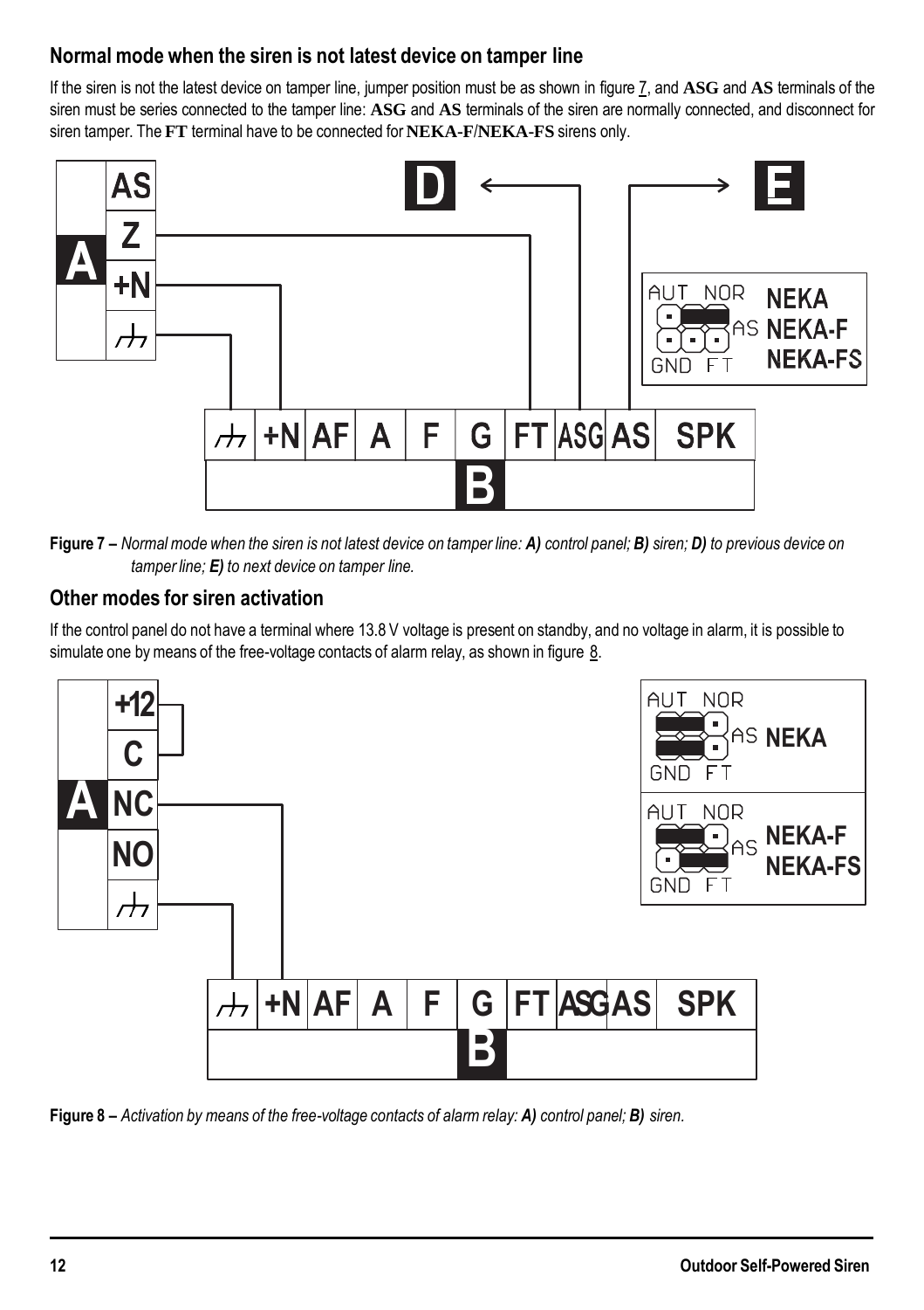## Normal mode when the siren is not latest device on tamper line

If the siren is not the latest device on tamper line, jumper position must be as shown in figure 7, and **ASG** and **AS** terminals of the siren must be series connected to the tamper line: **ASG** and **AS** terminals of the siren are normally connected, and disconnect for siren tamper. The **FT** terminal have to be connected for **NEKA-F**/**NEKA-FS** sirens only.

**Figure 7 –** *Normal mode when the siren is not latest device on tamper line:* ***A)*** *control panel;* ***B)*** *siren;* ***D)*** *to previous device on tamper line;* ***E)*** *to next device on tamper line.*

## Other modes for siren activation

If the control panel do not have a terminal where 13.8 V voltage is present on standby, and no voltage in alarm, it is possible to simulate one by means of the free-voltage contacts of alarm relay, as shown in figure 8.

**Figure 8 –** *Activation by means of the free-voltage contacts of alarm relay:* ***A)*** *control panel;* ***B)*** *siren.*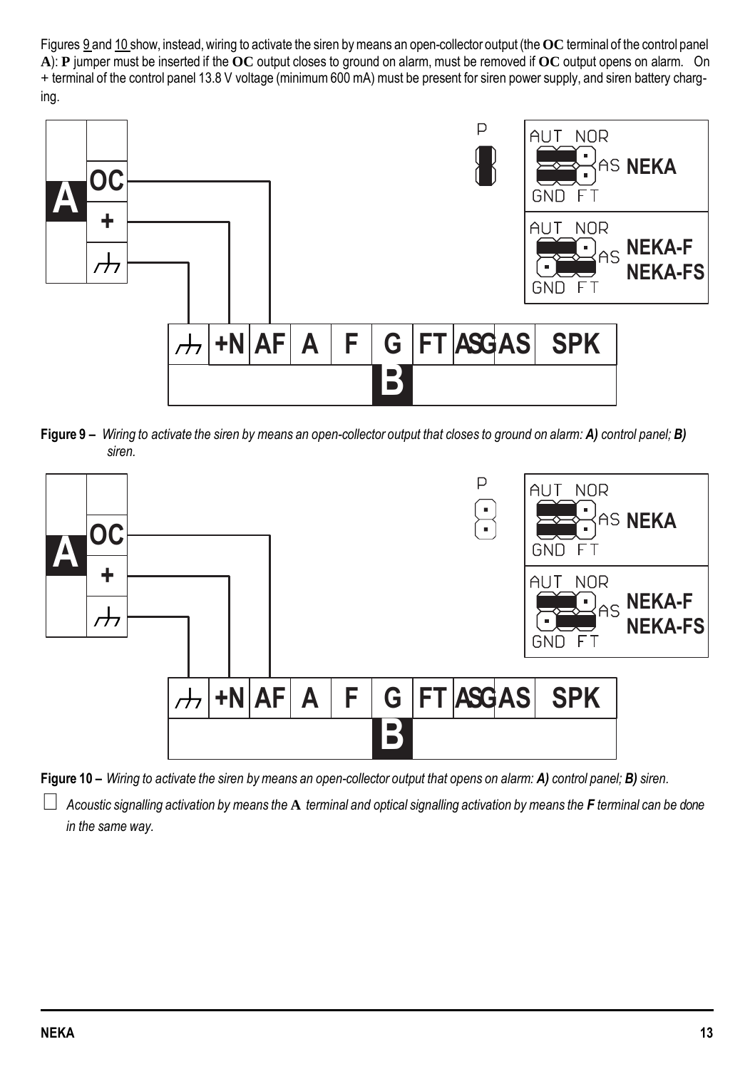Figures 9 and 10 show, instead, wiring to activate the siren by means an open-collector output (the **OC** terminal of the control panel **A**): **P** jumper must be inserted if the **OC** output closes to ground on alarm, must be removed if **OC** output opens on alarm. On + terminal of the control panel 13.8 V voltage (minimum 600 mA) must be present for siren power supply, and siren battery charging.

**Figure 9 –** *Wiring to activate the siren by means an open-collector output that closes to ground on alarm: **A)** control panel; **B)** siren.*

**Figure 10 –** *Wiring to activate the siren by means an open-collector output that opens on alarm: **A)** control panel; **B)** siren.*

☐ *Acoustic signalling activation by means the **A** terminal and optical signalling activation by means the **F** terminal can be done in the same way.*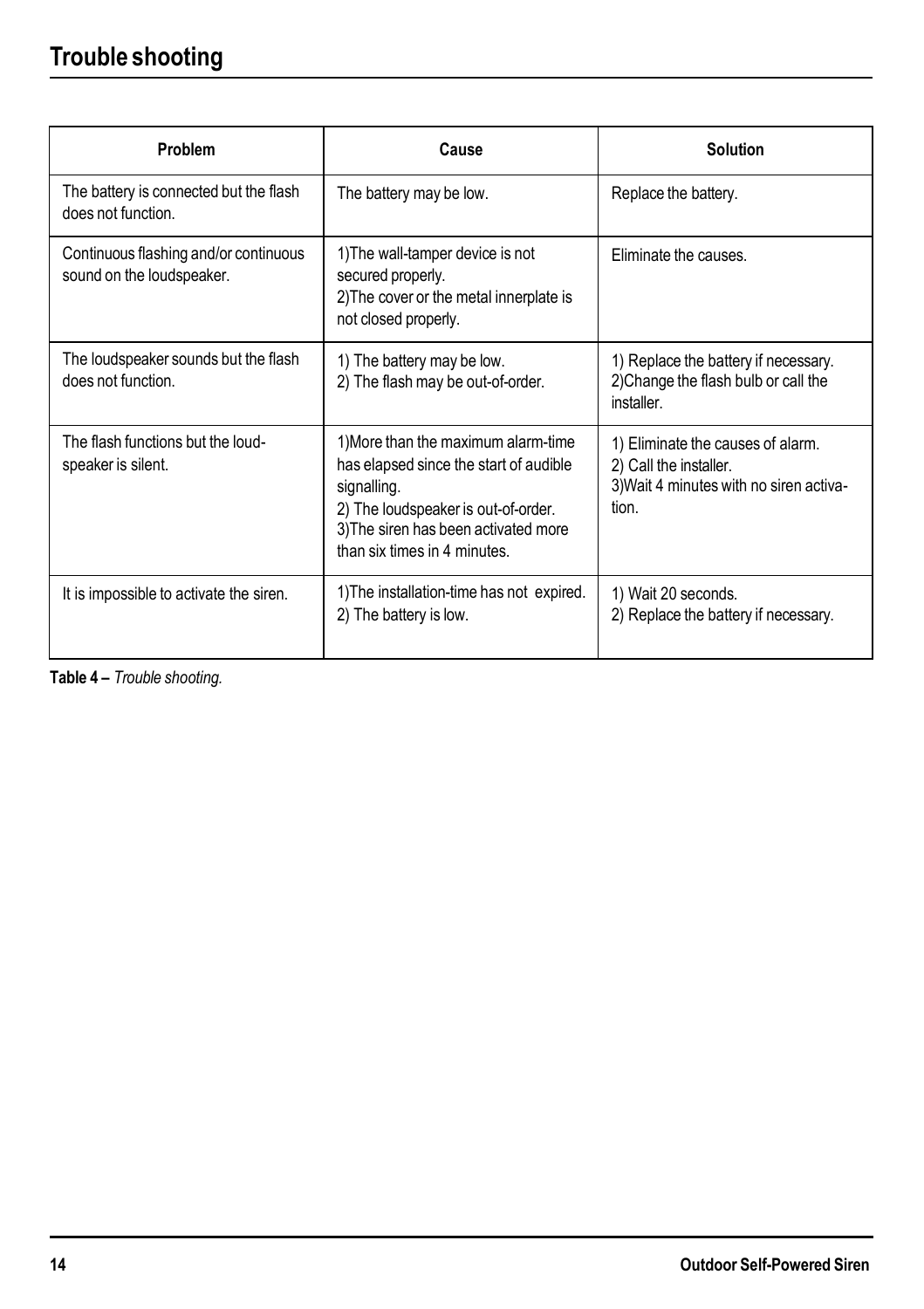# Trouble shooting

| Problem | Cause | Solution |
|---|---|---|
| The battery is connected but the flash does not function. | The battery may be low. | Replace the battery. |
| Continuous flashing and/or continuous sound on the loudspeaker. | 1)The wall-tamper device is not secured properly.<br>2)The cover or the metal innerplate is not closed properly. | Eliminate the causes. |
| The loudspeaker sounds but the flash does not function. | 1) The battery may be low.<br>2) The flash may be out-of-order. | 1) Replace the battery if necessary.<br>2)Change the flash bulb or call the installer. |
| The flash functions but the loud-speaker is silent. | 1)More than the maximum alarm-time has elapsed since the start of audible signalling.<br>2) The loudspeaker is out-of-order.<br>3)The siren has been activated more than six times in 4 minutes. | 1) Eliminate the causes of alarm.<br>2) Call the installer.<br>3)Wait 4 minutes with no siren activation. |
| It is impossible to activate the siren. | 1)The installation-time has not expired.<br>2) The battery is low. | 1) Wait 20 seconds.<br>2) Replace the battery if necessary. |

**Table 4 –** *Trouble shooting.*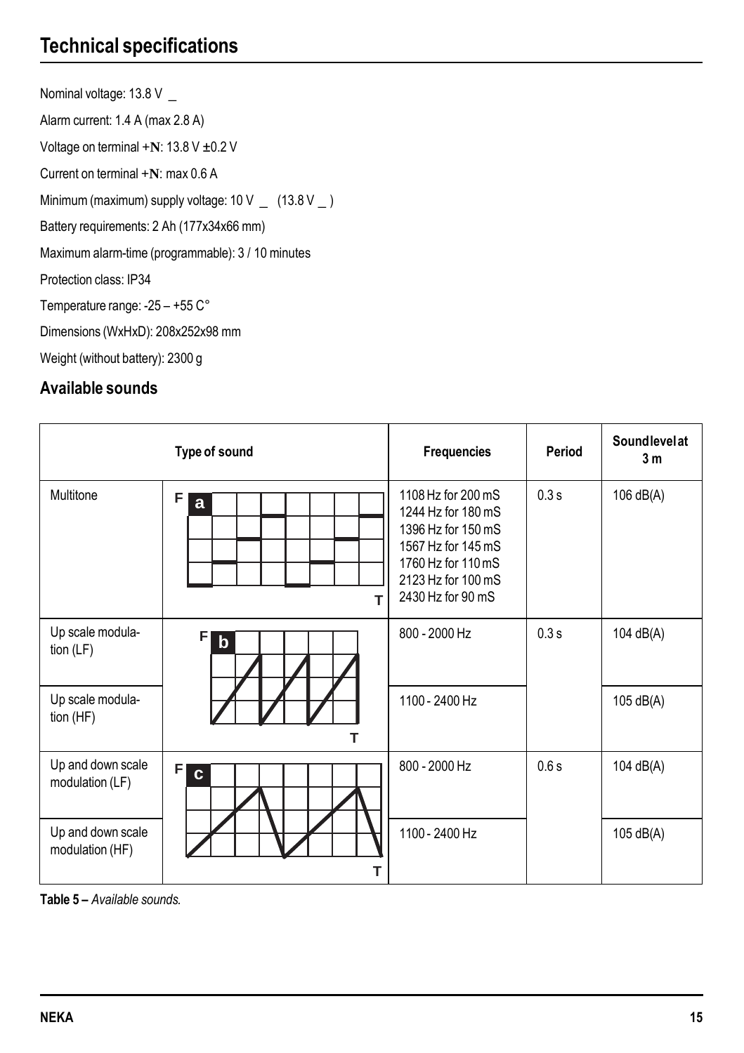# Technical specifications

Nominal voltage: 13.8 V ⎓

Alarm current: 1.4 A (max 2.8 A)

Voltage on terminal +N: 13.8 V ±0.2 V

Current on terminal +N: max 0.6 A

Minimum (maximum) supply voltage: 10 V ⎓ (13.8 V ⎓)

Battery requirements: 2 Ah (177x34x66 mm)

Maximum alarm-time (programmable): 3 / 10 minutes

Protection class: IP34

Temperature range: -25 – +55 C°

Dimensions (WxHxD): 208x252x98 mm

Weight (without battery): 2300 g

## Available sounds

| Type of sound | | Frequencies | Period | Sound level at 3 m |
|---|---|---|---|---|
| Multitone | a | 1108 Hz for 200 mS<br>1244 Hz for 180 mS<br>1396 Hz for 150 mS<br>1567 Hz for 145 mS<br>1760 Hz for 110 mS<br>2123 Hz for 100 mS<br>2430 Hz for 90 mS | 0.3 s | 106 dB(A) |
| Up scale modulation (LF) | b | 800 - 2000 Hz | 0.3 s | 104 dB(A) |
| Up scale modulation (HF) | | 1100 - 2400 Hz | | 105 dB(A) |
| Up and down scale modulation (LF) | c | 800 - 2000 Hz | 0.6 s | 104 dB(A) |
| Up and down scale modulation (HF) | | 1100 - 2400 Hz | | 105 dB(A) |

**Table 5 –** *Available sounds.*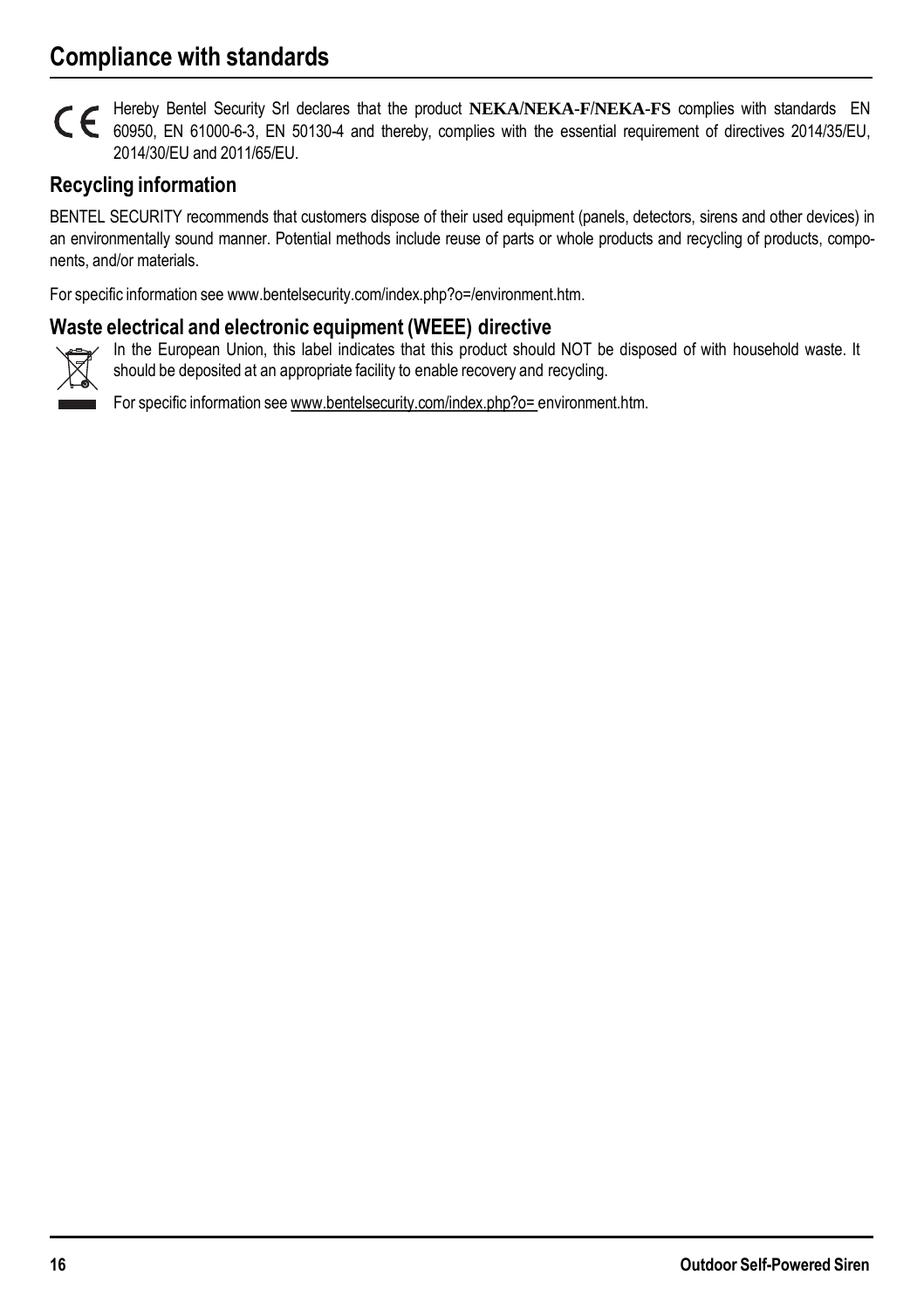# Compliance with standards

Hereby Bentel Security Srl declares that the product **NEKA/NEKA-F/NEKA-FS** complies with standards EN 60950, EN 61000-6-3, EN 50130-4 and thereby, complies with the essential requirement of directives 2014/35/EU, 2014/30/EU and 2011/65/EU.

## Recycling information

BENTEL SECURITY recommends that customers dispose of their used equipment (panels, detectors, sirens and other devices) in an environmentally sound manner. Potential methods include reuse of parts or whole products and recycling of products, components, and/or materials.

For specific information see www.bentelsecurity.com/index.php?o=/environment.htm.

## Waste electrical and electronic equipment (WEEE) directive

In the European Union, this label indicates that this product should NOT be disposed of with household waste. It should be deposited at an appropriate facility to enable recovery and recycling.

For specific information see www.bentelsecurity.com/index.php?o= environment.htm.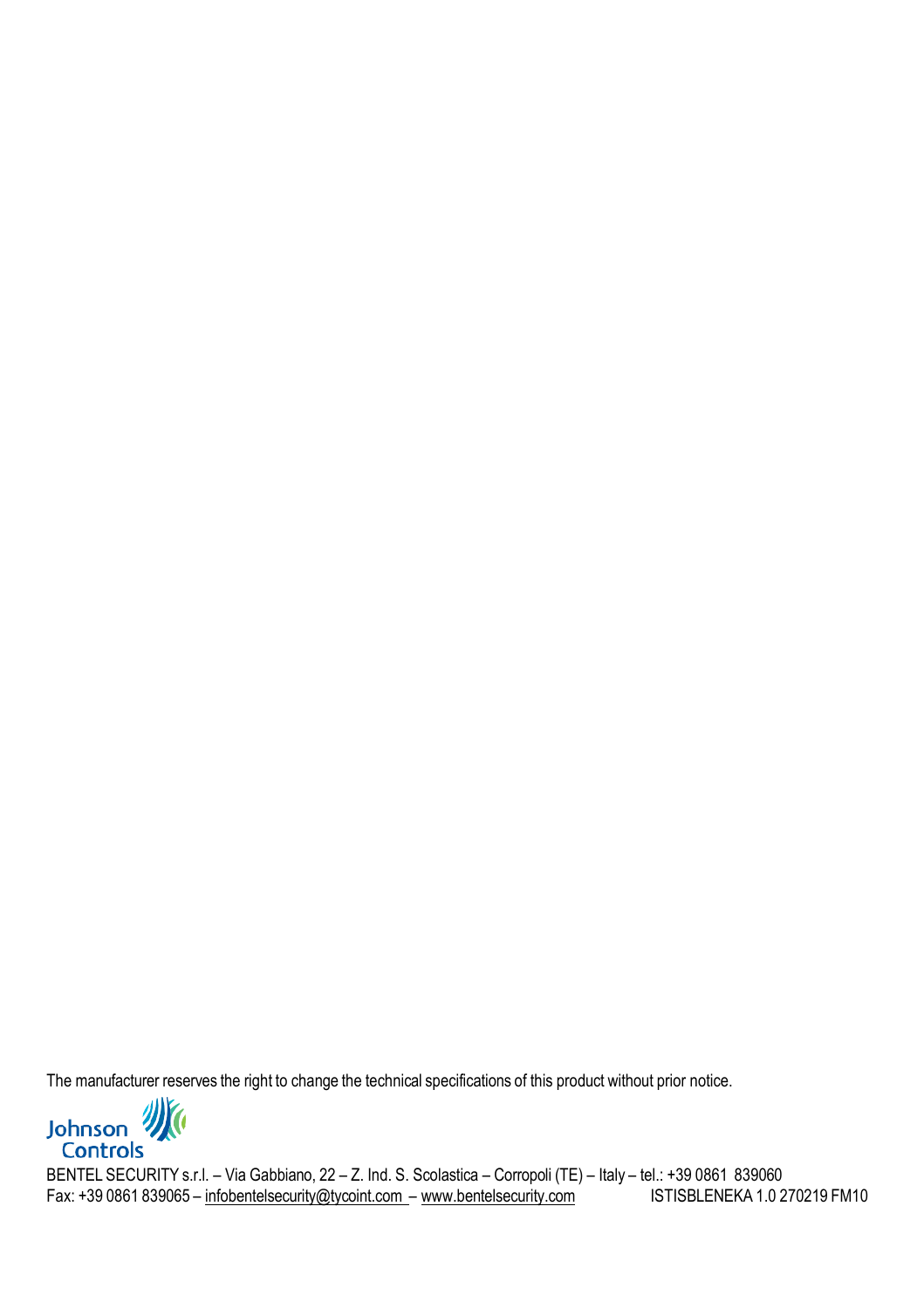The manufacturer reserves the right to change the technical specifications of this product without prior notice.

Johnson Controls

BENTEL SECURITY s.r.l. – Via Gabbiano, 22 – Z. Ind. S. Scolastica – Corropoli (TE) – Italy – tel.: +39 0861 839060
Fax: +39 0861 839065 – infobentelsecurity@tycoint.com – www.bentelsecurity.com ISTISBLENEKA 1.0 270219 FM10